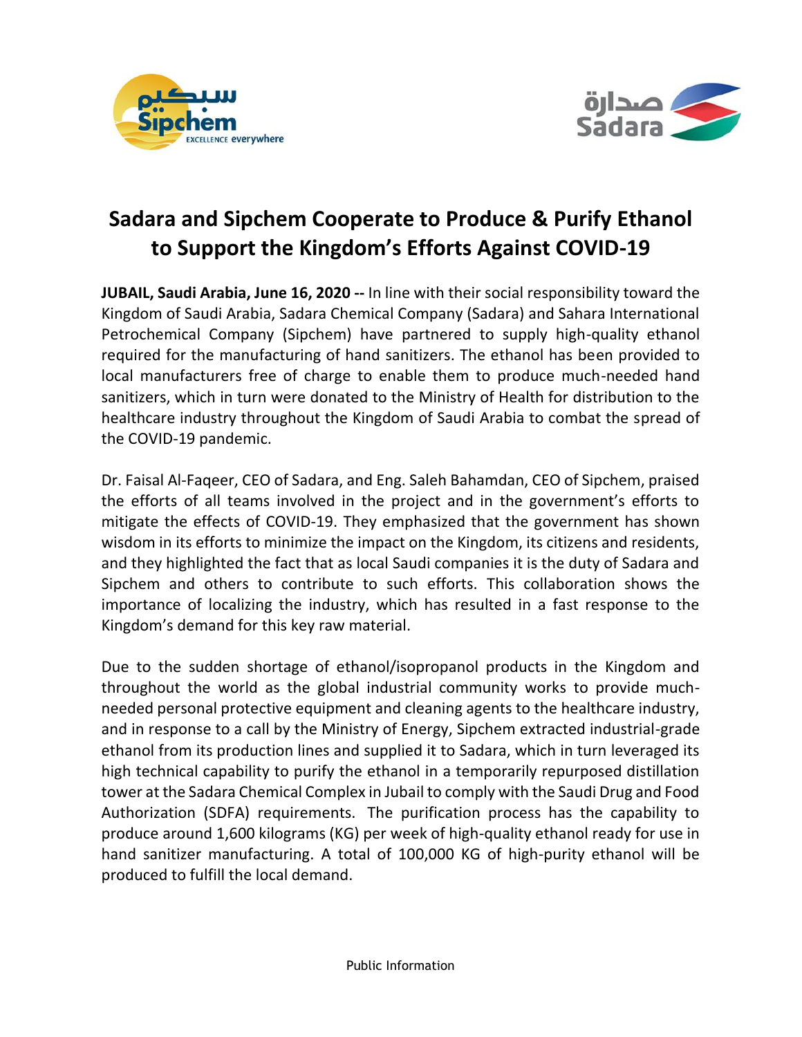# Sadara and Sipchem Cooperate to Produce & Purify Ethanol to Support the Kingdom's Efforts Against COVID-19

**JUBAIL, Saudi Arabia, June 16, 2020 --** In line with their social responsibility toward the Kingdom of Saudi Arabia, Sadara Chemical Company (Sadara) and Sahara International Petrochemical Company (Sipchem) have partnered to supply high-quality ethanol required for the manufacturing of hand sanitizers. The ethanol has been provided to local manufacturers free of charge to enable them to produce much-needed hand sanitizers, which in turn were donated to the Ministry of Health for distribution to the healthcare industry throughout the Kingdom of Saudi Arabia to combat the spread of the COVID-19 pandemic.

Dr. Faisal Al-Faqeer, CEO of Sadara, and Eng. Saleh Bahamdan, CEO of Sipchem, praised the efforts of all teams involved in the project and in the government's efforts to mitigate the effects of COVID-19. They emphasized that the government has shown wisdom in its efforts to minimize the impact on the Kingdom, its citizens and residents, and they highlighted the fact that as local Saudi companies it is the duty of Sadara and Sipchem and others to contribute to such efforts. This collaboration shows the importance of localizing the industry, which has resulted in a fast response to the Kingdom's demand for this key raw material.

Due to the sudden shortage of ethanol/isopropanol products in the Kingdom and throughout the world as the global industrial community works to provide much-needed personal protective equipment and cleaning agents to the healthcare industry, and in response to a call by the Ministry of Energy, Sipchem extracted industrial-grade ethanol from its production lines and supplied it to Sadara, which in turn leveraged its high technical capability to purify the ethanol in a temporarily repurposed distillation tower at the Sadara Chemical Complex in Jubail to comply with the Saudi Drug and Food Authorization (SDFA) requirements. The purification process has the capability to produce around 1,600 kilograms (KG) per week of high-quality ethanol ready for use in hand sanitizer manufacturing. A total of 100,000 KG of high-purity ethanol will be produced to fulfill the local demand.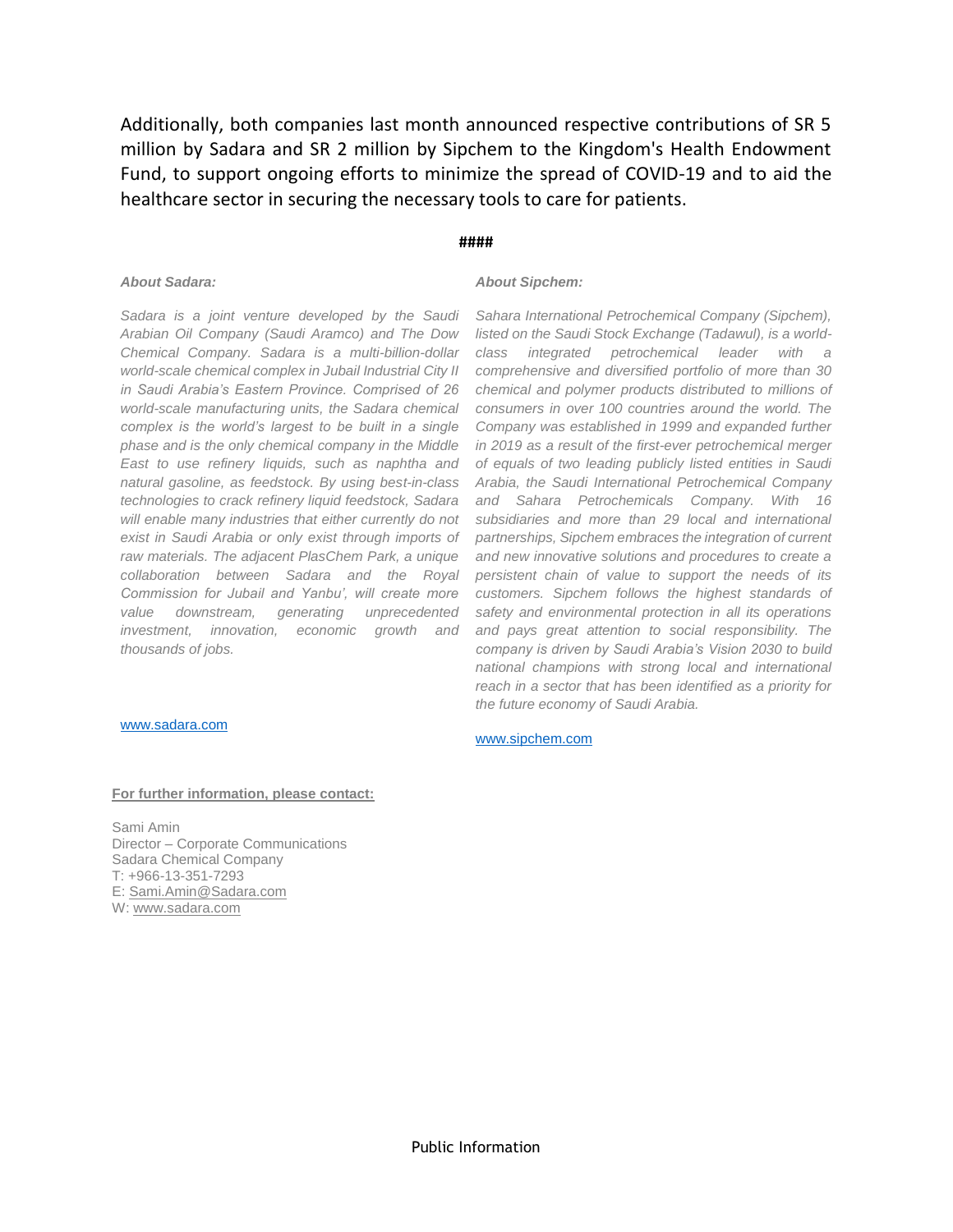Additionally, both companies last month announced respective contributions of SR 5 million by Sadara and SR 2 million by Sipchem to the Kingdom's Health Endowment Fund, to support ongoing efforts to minimize the spread of COVID-19 and to aid the healthcare sector in securing the necessary tools to care for patients.

**####**

***About Sadara:***

*Sadara is a joint venture developed by the Saudi Arabian Oil Company (Saudi Aramco) and The Dow Chemical Company. Sadara is a multi-billion-dollar world-scale chemical complex in Jubail Industrial City II in Saudi Arabia's Eastern Province. Comprised of 26 world-scale manufacturing units, the Sadara chemical complex is the world's largest to be built in a single phase and is the only chemical company in the Middle East to use refinery liquids, such as naphtha and natural gasoline, as feedstock. By using best-in-class technologies to crack refinery liquid feedstock, Sadara will enable many industries that either currently do not exist in Saudi Arabia or only exist through imports of raw materials. The adjacent PlasChem Park, a unique collaboration between Sadara and the Royal Commission for Jubail and Yanbu', will create more value downstream, generating unprecedented investment, innovation, economic growth and thousands of jobs.*

www.sadara.com

***About Sipchem:***

*Sahara International Petrochemical Company (Sipchem), listed on the Saudi Stock Exchange (Tadawul), is a world-class integrated petrochemical leader with a comprehensive and diversified portfolio of more than 30 chemical and polymer products distributed to millions of consumers in over 100 countries around the world. The Company was established in 1999 and expanded further in 2019 as a result of the first-ever petrochemical merger of equals of two leading publicly listed entities in Saudi Arabia, the Saudi International Petrochemical Company and Sahara Petrochemicals Company. With 16 subsidiaries and more than 29 local and international partnerships, Sipchem embraces the integration of current and new innovative solutions and procedures to create a persistent chain of value to support the needs of its customers. Sipchem follows the highest standards of safety and environmental protection in all its operations and pays great attention to social responsibility. The company is driven by Saudi Arabia's Vision 2030 to build national champions with strong local and international reach in a sector that has been identified as a priority for the future economy of Saudi Arabia.*

www.sipchem.com

**For further information, please contact:**

Sami Amin
Director – Corporate Communications
Sadara Chemical Company
T: +966-13-351-7293
E: Sami.Amin@Sadara.com
W: www.sadara.com

Public Information